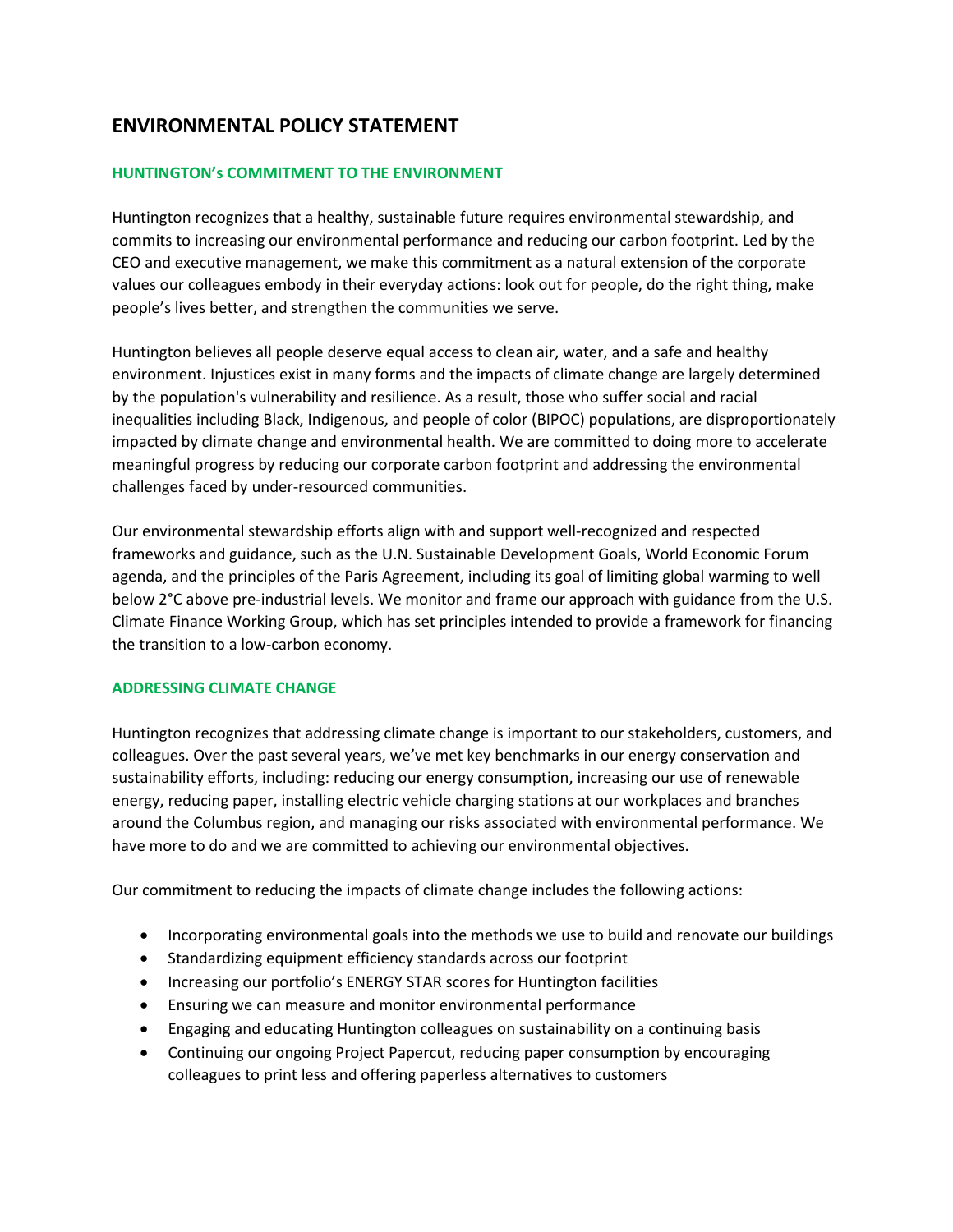# ENVIRONMENTAL POLICY STATEMENT

## HUNTINGTON's COMMITMENT TO THE ENVIRONMENT

Huntington recognizes that a healthy, sustainable future requires environmental stewardship, and commits to increasing our environmental performance and reducing our carbon footprint. Led by the CEO and executive management, we make this commitment as a natural extension of the corporate values our colleagues embody in their everyday actions: look out for people, do the right thing, make people's lives better, and strengthen the communities we serve.

Huntington believes all people deserve equal access to clean air, water, and a safe and healthy environment. Injustices exist in many forms and the impacts of climate change are largely determined by the population's vulnerability and resilience. As a result, those who suffer social and racial inequalities including Black, Indigenous, and people of color (BIPOC) populations, are disproportionately impacted by climate change and environmental health. We are committed to doing more to accelerate meaningful progress by reducing our corporate carbon footprint and addressing the environmental challenges faced by under-resourced communities.

Our environmental stewardship efforts align with and support well-recognized and respected frameworks and guidance, such as the U.N. Sustainable Development Goals, World Economic Forum agenda, and the principles of the Paris Agreement, including its goal of limiting global warming to well below 2°C above pre-industrial levels. We monitor and frame our approach with guidance from the U.S. Climate Finance Working Group, which has set principles intended to provide a framework for financing the transition to a low-carbon economy.

## ADDRESSING CLIMATE CHANGE

Huntington recognizes that addressing climate change is important to our stakeholders, customers, and colleagues. Over the past several years, we've met key benchmarks in our energy conservation and sustainability efforts, including: reducing our energy consumption, increasing our use of renewable energy, reducing paper, installing electric vehicle charging stations at our workplaces and branches around the Columbus region, and managing our risks associated with environmental performance. We have more to do and we are committed to achieving our environmental objectives.

Our commitment to reducing the impacts of climate change includes the following actions:

- Incorporating environmental goals into the methods we use to build and renovate our buildings
- Standardizing equipment efficiency standards across our footprint
- Increasing our portfolio's ENERGY STAR scores for Huntington facilities
- Ensuring we can measure and monitor environmental performance
- Engaging and educating Huntington colleagues on sustainability on a continuing basis
- Continuing our ongoing Project Papercut, reducing paper consumption by encouraging colleagues to print less and offering paperless alternatives to customers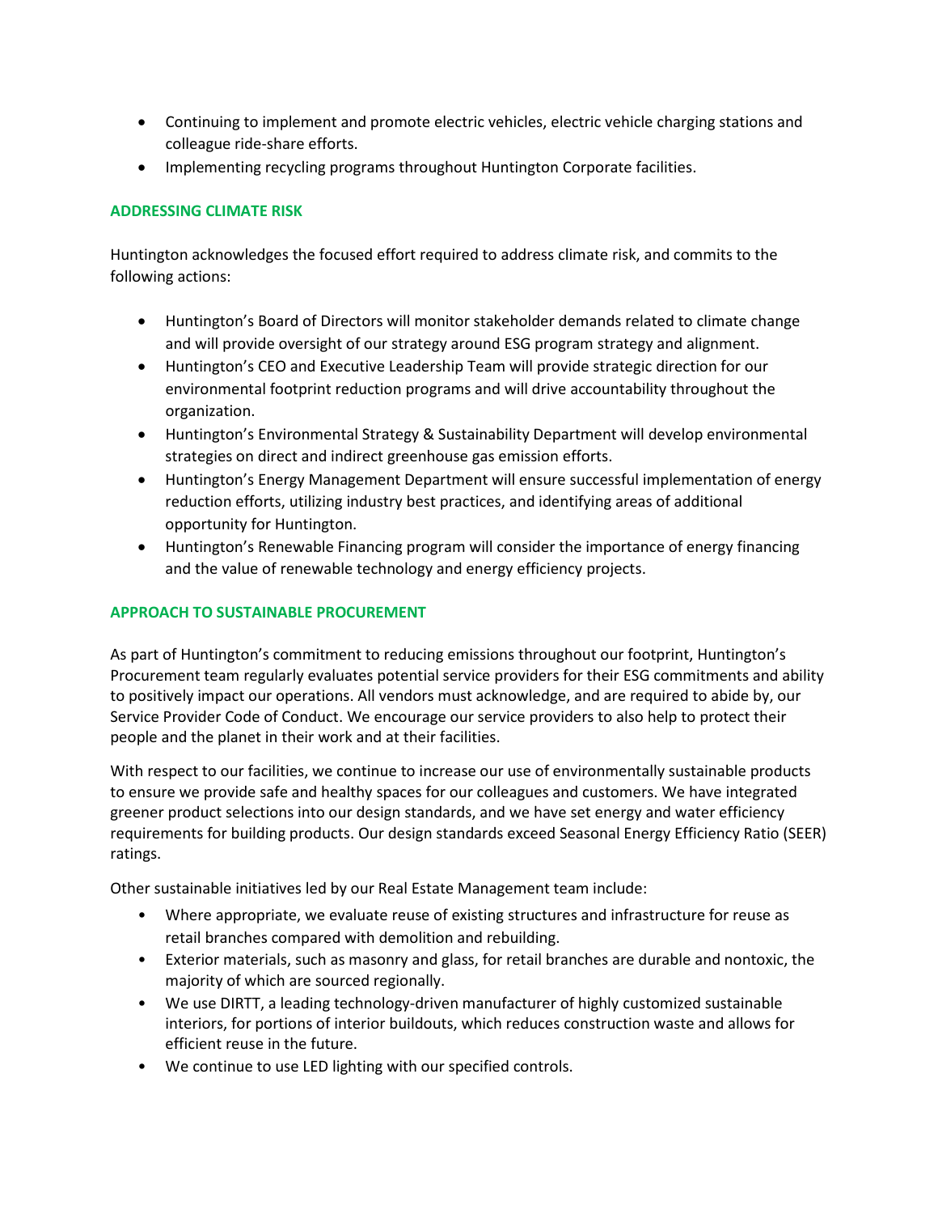- Continuing to implement and promote electric vehicles, electric vehicle charging stations and colleague ride-share efforts.
- Implementing recycling programs throughout Huntington Corporate facilities.

## ADDRESSING CLIMATE RISK

Huntington acknowledges the focused effort required to address climate risk, and commits to the following actions:

- Huntington's Board of Directors will monitor stakeholder demands related to climate change and will provide oversight of our strategy around ESG program strategy and alignment.
- Huntington's CEO and Executive Leadership Team will provide strategic direction for our environmental footprint reduction programs and will drive accountability throughout the organization.
- Huntington's Environmental Strategy & Sustainability Department will develop environmental strategies on direct and indirect greenhouse gas emission efforts.
- Huntington's Energy Management Department will ensure successful implementation of energy reduction efforts, utilizing industry best practices, and identifying areas of additional opportunity for Huntington.
- Huntington's Renewable Financing program will consider the importance of energy financing and the value of renewable technology and energy efficiency projects.

## APPROACH TO SUSTAINABLE PROCUREMENT

As part of Huntington's commitment to reducing emissions throughout our footprint, Huntington's Procurement team regularly evaluates potential service providers for their ESG commitments and ability to positively impact our operations. All vendors must acknowledge, and are required to abide by, our Service Provider Code of Conduct. We encourage our service providers to also help to protect their people and the planet in their work and at their facilities.

With respect to our facilities, we continue to increase our use of environmentally sustainable products to ensure we provide safe and healthy spaces for our colleagues and customers. We have integrated greener product selections into our design standards, and we have set energy and water efficiency requirements for building products. Our design standards exceed Seasonal Energy Efficiency Ratio (SEER) ratings.

Other sustainable initiatives led by our Real Estate Management team include:

- Where appropriate, we evaluate reuse of existing structures and infrastructure for reuse as retail branches compared with demolition and rebuilding.
- Exterior materials, such as masonry and glass, for retail branches are durable and nontoxic, the majority of which are sourced regionally.
- We use DIRTT, a leading technology-driven manufacturer of highly customized sustainable interiors, for portions of interior buildouts, which reduces construction waste and allows for efficient reuse in the future.
- We continue to use LED lighting with our specified controls.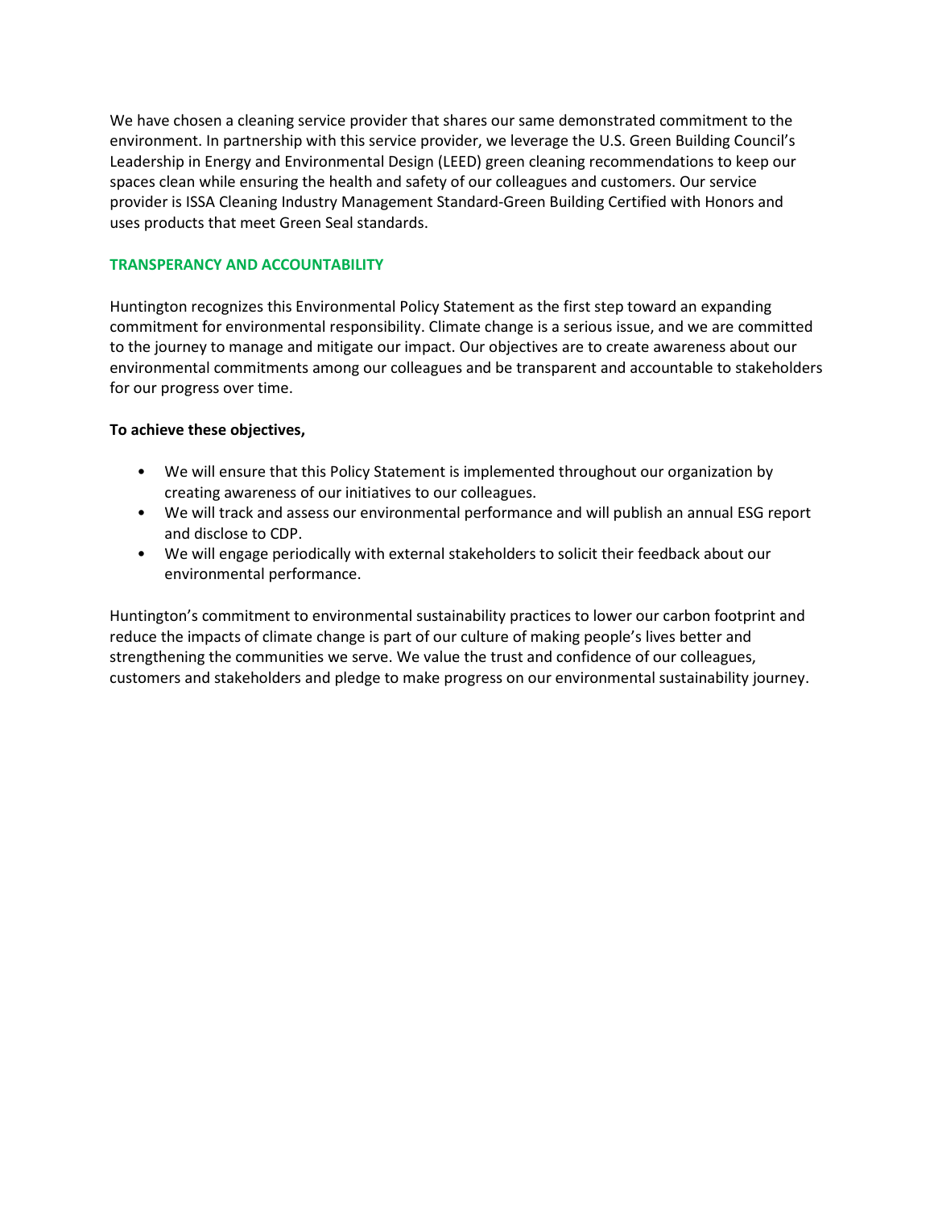We have chosen a cleaning service provider that shares our same demonstrated commitment to the environment. In partnership with this service provider, we leverage the U.S. Green Building Council's Leadership in Energy and Environmental Design (LEED) green cleaning recommendations to keep our spaces clean while ensuring the health and safety of our colleagues and customers. Our service provider is ISSA Cleaning Industry Management Standard-Green Building Certified with Honors and uses products that meet Green Seal standards.

## TRANSPERANCY AND ACCOUNTABILITY

Huntington recognizes this Environmental Policy Statement as the first step toward an expanding commitment for environmental responsibility. Climate change is a serious issue, and we are committed to the journey to manage and mitigate our impact. Our objectives are to create awareness about our environmental commitments among our colleagues and be transparent and accountable to stakeholders for our progress over time.

**To achieve these objectives,**

- We will ensure that this Policy Statement is implemented throughout our organization by creating awareness of our initiatives to our colleagues.
- We will track and assess our environmental performance and will publish an annual ESG report and disclose to CDP.
- We will engage periodically with external stakeholders to solicit their feedback about our environmental performance.

Huntington's commitment to environmental sustainability practices to lower our carbon footprint and reduce the impacts of climate change is part of our culture of making people's lives better and strengthening the communities we serve. We value the trust and confidence of our colleagues, customers and stakeholders and pledge to make progress on our environmental sustainability journey.